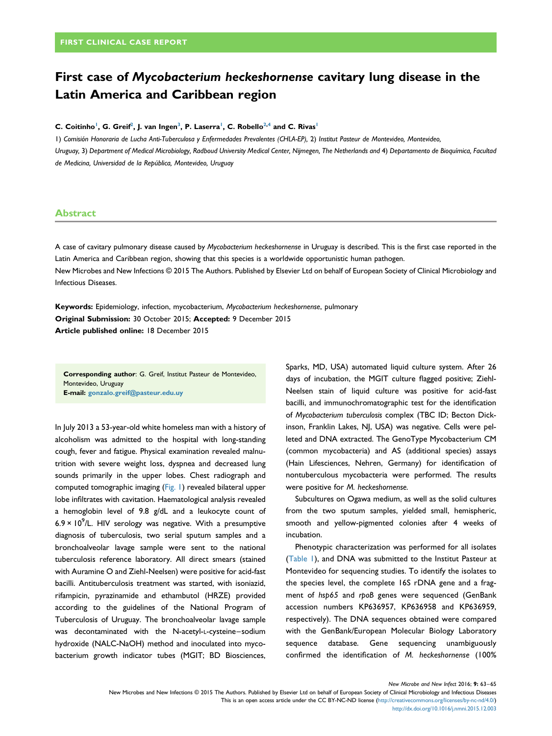FIRST CLINICAL CASE REPORT

# First case of *Mycobacterium heckeshornense* cavitary lung disease in the Latin America and Caribbean region

**C. Coitinho**[1], **G. Greif**[2], **J. van Ingen**[3], **P. Laserra**[1], **C. Robello**[2,4] and **C. Rivas**[1]

1) *Comisión Honoraria de Lucha Anti-Tuberculosa y Enfermedades Prevalentes (CHLA-EP),* 2) *Institut Pasteur de Montevideo, Montevideo, Uruguay,* 3) *Department of Medical Microbiology, Radboud University Medical Center, Nijmegen, The Netherlands* and 4) *Departamento de Bioquímica, Facultad de Medicina, Universidad de la República, Montevideo, Uruguay*

## Abstract

A case of cavitary pulmonary disease caused by *Mycobacterium heckeshornense* in Uruguay is described. This is the first case reported in the Latin America and Caribbean region, showing that this species is a worldwide opportunistic human pathogen.

New Microbes and New Infections © 2015 The Authors. Published by Elsevier Ltd on behalf of European Society of Clinical Microbiology and Infectious Diseases.

**Keywords:** Epidemiology, infection, mycobacterium, *Mycobacterium heckeshornense*, pulmonary
**Original Submission:** 30 October 2015; **Accepted:** 9 December 2015
**Article published online:** 18 December 2015

**Corresponding author**: G. Greif, Institut Pasteur de Montevideo, Montevideo, Uruguay
**E-mail:** gonzalo.greif@pasteur.edu.uy

In July 2013 a 53-year-old white homeless man with a history of alcoholism was admitted to the hospital with long-standing cough, fever and fatigue. Physical examination revealed malnutrition with severe weight loss, dyspnea and decreased lung sounds primarily in the upper lobes. Chest radiograph and computed tomographic imaging (Fig. 1) revealed bilateral upper lobe infiltrates with cavitation. Haematological analysis revealed a hemoglobin level of 9.8 g/dL and a leukocyte count of $6.9 \times 10^9$/L. HIV serology was negative. With a presumptive diagnosis of tuberculosis, two serial sputum samples and a bronchoalveolar lavage sample were sent to the national tuberculosis reference laboratory. All direct smears (stained with Auramine O and Ziehl-Neelsen) were positive for acid-fast bacilli. Antituberculosis treatment was started, with isoniazid, rifampicin, pyrazinamide and ethambutol (HRZE) provided according to the guidelines of the National Program of Tuberculosis of Uruguay. The bronchoalveolar lavage sample was decontaminated with the N-acetyl-L-cysteine–sodium hydroxide (NALC-NaOH) method and inoculated into mycobacterium growth indicator tubes (MGIT; BD Biosciences, Sparks, MD, USA) automated liquid culture system. After 26 days of incubation, the MGIT culture flagged positive; Ziehl-Neelsen stain of liquid culture was positive for acid-fast bacilli, and immunochromatographic test for the identification of *Mycobacterium tuberculosis* complex (TBC ID; Becton Dickinson, Franklin Lakes, NJ, USA) was negative. Cells were pelleted and DNA extracted. The GenoType Mycobacterium CM (common mycobacteria) and AS (additional species) assays (Hain Lifesciences, Nehren, Germany) for identification of nontuberculous mycobacteria were performed. The results were positive for *M. heckeshornense.*

Subcultures on Ogawa medium, as well as the solid cultures from the two sputum samples, yielded small, hemispheric, smooth and yellow-pigmented colonies after 4 weeks of incubation.

Phenotypic characterization was performed for all isolates (Table 1), and DNA was submitted to the Institut Pasteur at Montevideo for sequencing studies. To identify the isolates to the species level, the complete 16S rDNA gene and a fragment of *hsp65* and *rpoB* genes were sequenced (GenBank accession numbers KP636957, KP636958 and KP636959, respectively). The DNA sequences obtained were compared with the GenBank/European Molecular Biology Laboratory sequence database. Gene sequencing unambiguously confirmed the identification of *M. heckeshornense* (100%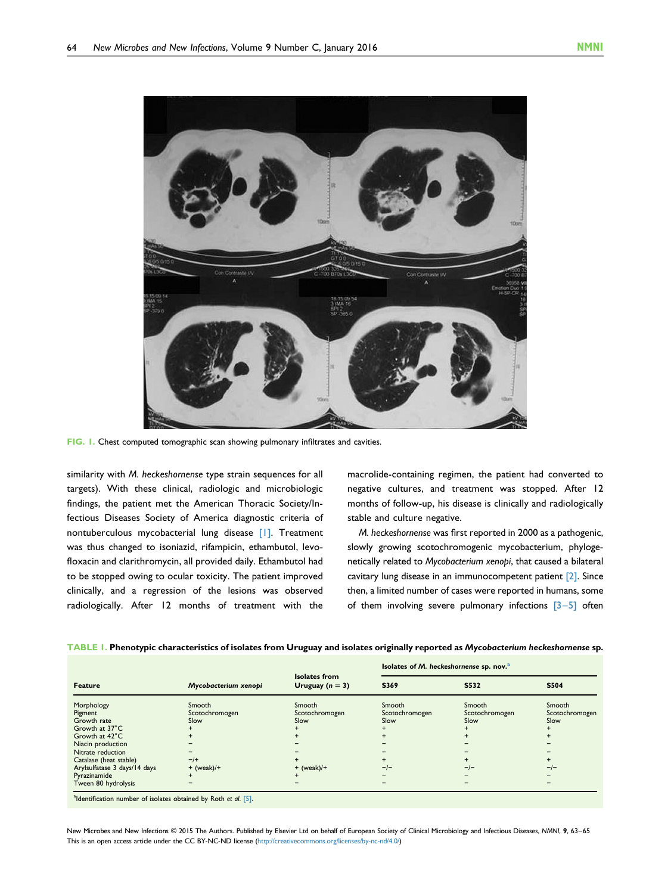FIG. 1. Chest computed tomographic scan showing pulmonary infiltrates and cavities.

similarity with *M. heckeshornense* type strain sequences for all targets). With these clinical, radiologic and microbiologic findings, the patient met the American Thoracic Society/Infectious Diseases Society of America diagnostic criteria of nontuberculous mycobacterial lung disease [1]. Treatment was thus changed to isoniazid, rifampicin, ethambutol, levofloxacin and clarithromycin, all provided daily. Ethambutol had to be stopped owing to ocular toxicity. The patient improved clinically, and a regression of the lesions was observed radiologically. After 12 months of treatment with the macrolide-containing regimen, the patient had converted to negative cultures, and treatment was stopped. After 12 months of follow-up, his disease is clinically and radiologically stable and culture negative.

*M. heckeshornense* was first reported in 2000 as a pathogenic, slowly growing scotochromogenic mycobacterium, phylogenetically related to *Mycobacterium xenopi*, that caused a bilateral cavitary lung disease in an immunocompetent patient [2]. Since then, a limited number of cases were reported in humans, some of them involving severe pulmonary infections [3–5] often

**TABLE 1. Phenotypic characteristics of isolates from Uruguay and isolates originally reported as *Mycobacterium heckeshornense* sp.**

| Feature | *Mycobacterium xenopi* | Isolates from Uruguay ($n = 3$) | Isolates of *M. heckeshornense* sp. nov.[a] | | |
|---|---|---|---|---|---|
| | | | S369 | S532 | S504 |
| Morphology | Smooth | Smooth | Smooth | Smooth | Smooth |
| Pigment | Scotochromogen | Scotochromogen | Scotochromogen | Scotochromogen | Scotochromogen |
| Growth rate | Slow | Slow | Slow | Slow | Slow |
| Growth at 37°C | + | + | + | + | + |
| Growth at 42°C | + | + | + | + | + |
| Niacin production | − | − | − | − | − |
| Nitrate reduction | − | − | − | − | − |
| Catalase (heat stable) | −/+ | + | + | + | + |
| Arylsulfatase 3 days/14 days | + (weak)/+ | + (weak)/+ | −/− | −/− | −/− |
| Pyrazinamide | + | + | − | − | − |
| Tween 80 hydrolysis | − | − | − | − | − |

[a]Identification number of isolates obtained by Roth *et al.* [5].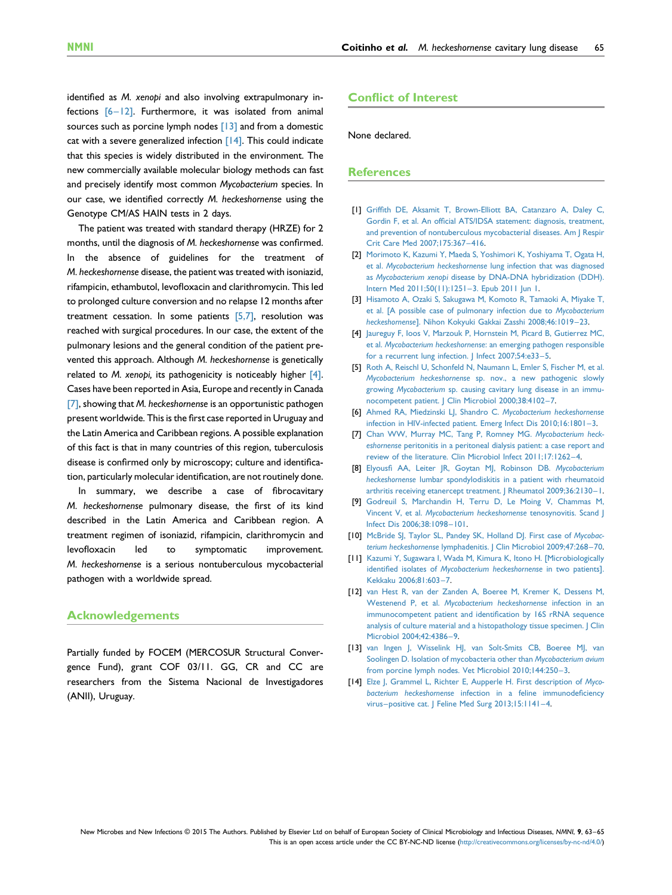identified as *M. xenopi* and also involving extrapulmonary infections [6–12]. Furthermore, it was isolated from animal sources such as porcine lymph nodes [13] and from a domestic cat with a severe generalized infection [14]. This could indicate that this species is widely distributed in the environment. The new commercially available molecular biology methods can fast and precisely identify most common *Mycobacterium* species. In our case, we identified correctly *M. heckeshornense* using the Genotype CM/AS HAIN tests in 2 days.

The patient was treated with standard therapy (HRZE) for 2 months, until the diagnosis of *M. heckeshornense* was confirmed. In the absence of guidelines for the treatment of *M. heckeshornense* disease, the patient was treated with isoniazid, rifampicin, ethambutol, levofloxacin and clarithromycin. This led to prolonged culture conversion and no relapse 12 months after treatment cessation. In some patients [5,7], resolution was reached with surgical procedures. In our case, the extent of the pulmonary lesions and the general condition of the patient prevented this approach. Although *M. heckeshornense* is genetically related to *M. xenopi,* its pathogenicity is noticeably higher [4]. Cases have been reported in Asia, Europe and recently in Canada [7], showing that *M. heckeshornense* is an opportunistic pathogen present worldwide. This is the first case reported in Uruguay and the Latin America and Caribbean regions. A possible explanation of this fact is that in many countries of this region, tuberculosis disease is confirmed only by microscopy; culture and identification, particularly molecular identification, are not routinely done.

In summary, we describe a case of fibrocavitary *M. heckeshornense* pulmonary disease, the first of its kind described in the Latin America and Caribbean region. A treatment regimen of isoniazid, rifampicin, clarithromycin and levofloxacin led to symptomatic improvement. *M. heckeshornense* is a serious nontuberculous mycobacterial pathogen with a worldwide spread.

## Acknowledgements

Partially funded by FOCEM (MERCOSUR Structural Convergence Fund), grant COF 03/11. GG, CR and CC are researchers from the Sistema Nacional de Investigadores (ANII), Uruguay.

## Conflict of Interest

None declared.

## References

[1] Griffith DE, Aksamit T, Brown-Elliott BA, Catanzaro A, Daley C, Gordin F, et al. An official ATS/IDSA statement: diagnosis, treatment, and prevention of nontuberculous mycobacterial diseases. Am J Respir Crit Care Med 2007;175:367–416.

[2] Morimoto K, Kazumi Y, Maeda S, Yoshimori K, Yoshiyama T, Ogata H, et al. *Mycobacterium heckeshornense* lung infection that was diagnosed as *Mycobacterium xenopi* disease by DNA-DNA hybridization (DDH). Intern Med 2011;50(11):1251–3. Epub 2011 Jun 1.

[3] Hisamoto A, Ozaki S, Sakugawa M, Komoto R, Tamaoki A, Miyake T, et al. [A possible case of pulmonary infection due to *Mycobacterium heckeshornense*]. Nihon Kokyuki Gakkai Zasshi 2008;46:1019–23.

[4] Jaureguy F, Ioos V, Marzouk P, Hornstein M, Picard B, Gutierrez MC, et al. *Mycobacterium heckeshornense*: an emerging pathogen responsible for a recurrent lung infection. J Infect 2007;54:e33–5.

[5] Roth A, Reischl U, Schonfeld N, Naumann L, Emler S, Fischer M, et al. *Mycobacterium heckeshornense* sp. nov., a new pathogenic slowly growing *Mycobacterium* sp. causing cavitary lung disease in an immunocompetent patient. J Clin Microbiol 2000;38:4102–7.

[6] Ahmed RA, Miedzinski LJ, Shandro C. *Mycobacterium heckeshornense* infection in HIV-infected patient. Emerg Infect Dis 2010;16:1801–3.

[7] Chan WW, Murray MC, Tang P, Romney MG. *Mycobacterium heckeshornense* peritonitis in a peritoneal dialysis patient: a case report and review of the literature. Clin Microbiol Infect 2011;17:1262–4.

[8] Elyousfi AA, Leiter JR, Goytan MJ, Robinson DB. *Mycobacterium heckeshornense* lumbar spondylodiskitis in a patient with rheumatoid arthritis receiving etanercept treatment. J Rheumatol 2009;36:2130–1.

[9] Godreuil S, Marchandin H, Terru D, Le Moing V, Chammas M, Vincent V, et al. *Mycobacterium heckeshornense* tenosynovitis. Scand J Infect Dis 2006;38:1098–101.

[10] McBride SJ, Taylor SL, Pandey SK, Holland DJ. First case of *Mycobacterium heckeshornense* lymphadenitis. J Clin Microbiol 2009;47:268–70.

[11] Kazumi Y, Sugawara I, Wada M, Kimura K, Itono H. [Microbiologically identified isolates of *Mycobacterium heckeshornense* in two patients]. Kekkaku 2006;81:603–7.

[12] van Hest R, van der Zanden A, Boeree M, Kremer K, Dessens M, Westenend P, et al. *Mycobacterium heckeshornense* infection in an immunocompetent patient and identification by 16S rRNA sequence analysis of culture material and a histopathology tissue specimen. J Clin Microbiol 2004;42:4386–9.

[13] van Ingen J, Wisselink HJ, van Solt-Smits CB, Boeree MJ, van Soolingen D. Isolation of mycobacteria other than *Mycobacterium avium* from porcine lymph nodes. Vet Microbiol 2010;144:250–3.

[14] Elze J, Grammel L, Richter E, Aupperle H. First description of *Mycobacterium heckeshornense* infection in a feline immunodeficiency virus–positive cat. J Feline Med Surg 2013;15:1141–4.